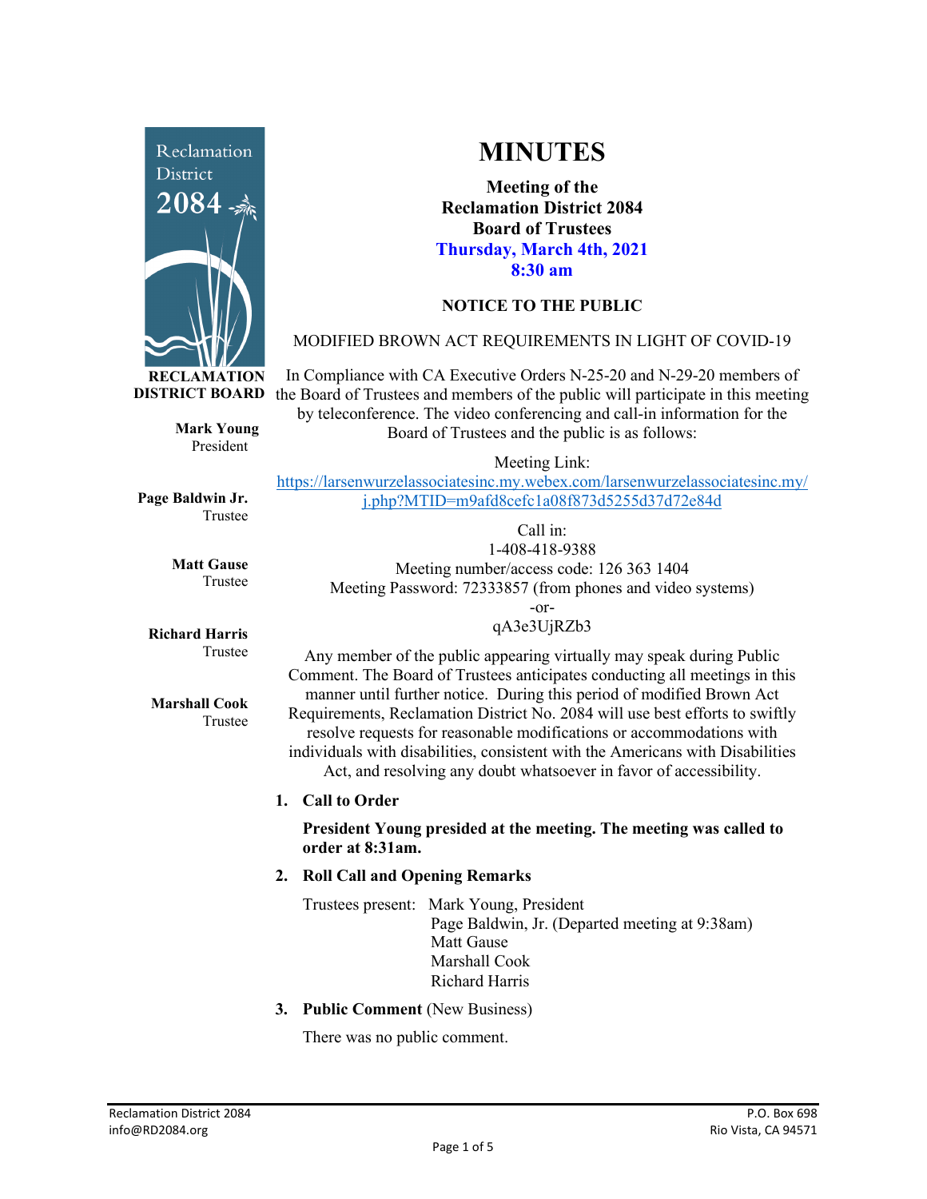Reclamation District 2084

**RECLAMATION DISTRICT BOARD**

**Mark Young**
President

**Page Baldwin Jr.**
Trustee

**Matt Gause**
Trustee

**Richard Harris**
Trustee

**Marshall Cook**
Trustee

# MINUTES

**Meeting of the**
**Reclamation District 2084**
**Board of Trustees**
**Thursday, March 4th, 2021**
**8:30 am**

**NOTICE TO THE PUBLIC**

MODIFIED BROWN ACT REQUIREMENTS IN LIGHT OF COVID-19

In Compliance with CA Executive Orders N-25-20 and N-29-20 members of the Board of Trustees and members of the public will participate in this meeting by teleconference. The video conferencing and call-in information for the Board of Trustees and the public is as follows:

Meeting Link:
https://larsenwurzelassociatesinc.my.webex.com/larsenwurzelassociatesinc.my/j.php?MTID=m9afd8cefc1a08f873d5255d37d72e84d

Call in:
1-408-418-9388
Meeting number/access code: 126 363 1404
Meeting Password: 72333857 (from phones and video systems)
-or-
qA3e3UjRZb3

Any member of the public appearing virtually may speak during Public Comment. The Board of Trustees anticipates conducting all meetings in this manner until further notice. During this period of modified Brown Act Requirements, Reclamation District No. 2084 will use best efforts to swiftly resolve requests for reasonable modifications or accommodations with individuals with disabilities, consistent with the Americans with Disabilities Act, and resolving any doubt whatsoever in favor of accessibility.

1. **Call to Order**

   **President Young presided at the meeting. The meeting was called to order at 8:31am.**

2. **Roll Call and Opening Remarks**

   Trustees present: Mark Young, President
   Page Baldwin, Jr. (Departed meeting at 9:38am)
   Matt Gause
   Marshall Cook
   Richard Harris

3. **Public Comment** (New Business)

   There was no public comment.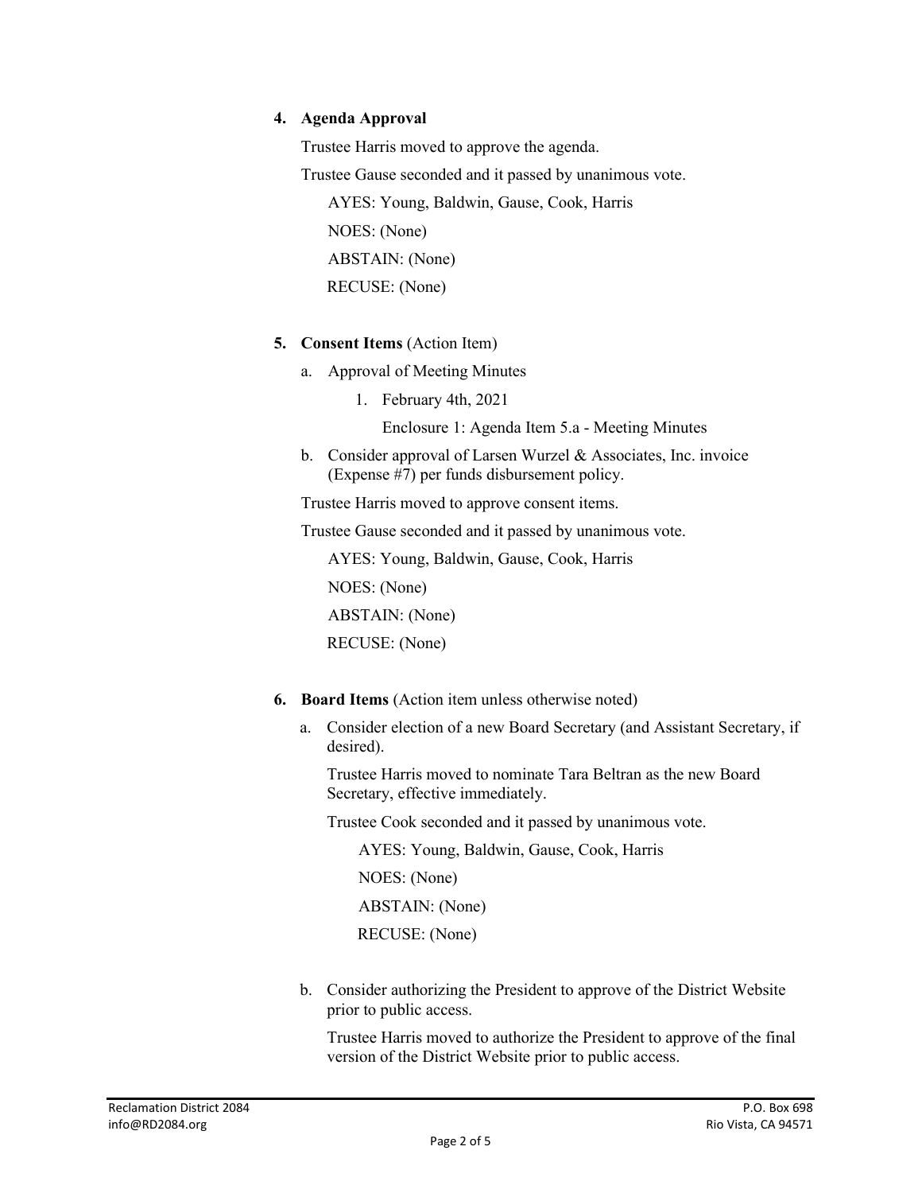4. **Agenda Approval**

   Trustee Harris moved to approve the agenda.

   Trustee Gause seconded and it passed by unanimous vote.

   AYES: Young, Baldwin, Gause, Cook, Harris

   NOES: (None)

   ABSTAIN: (None)

   RECUSE: (None)

5. **Consent Items** (Action Item)

   a. Approval of Meeting Minutes

      1. February 4th, 2021

         Enclosure 1: Agenda Item 5.a - Meeting Minutes

   b. Consider approval of Larsen Wurzel & Associates, Inc. invoice (Expense #7) per funds disbursement policy.

   Trustee Harris moved to approve consent items.

   Trustee Gause seconded and it passed by unanimous vote.

   AYES: Young, Baldwin, Gause, Cook, Harris

   NOES: (None)

   ABSTAIN: (None)

   RECUSE: (None)

6. **Board Items** (Action item unless otherwise noted)

   a. Consider election of a new Board Secretary (and Assistant Secretary, if desired).

      Trustee Harris moved to nominate Tara Beltran as the new Board Secretary, effective immediately.

      Trustee Cook seconded and it passed by unanimous vote.

      AYES: Young, Baldwin, Gause, Cook, Harris

      NOES: (None)

      ABSTAIN: (None)

      RECUSE: (None)

   b. Consider authorizing the President to approve of the District Website prior to public access.

      Trustee Harris moved to authorize the President to approve of the final version of the District Website prior to public access.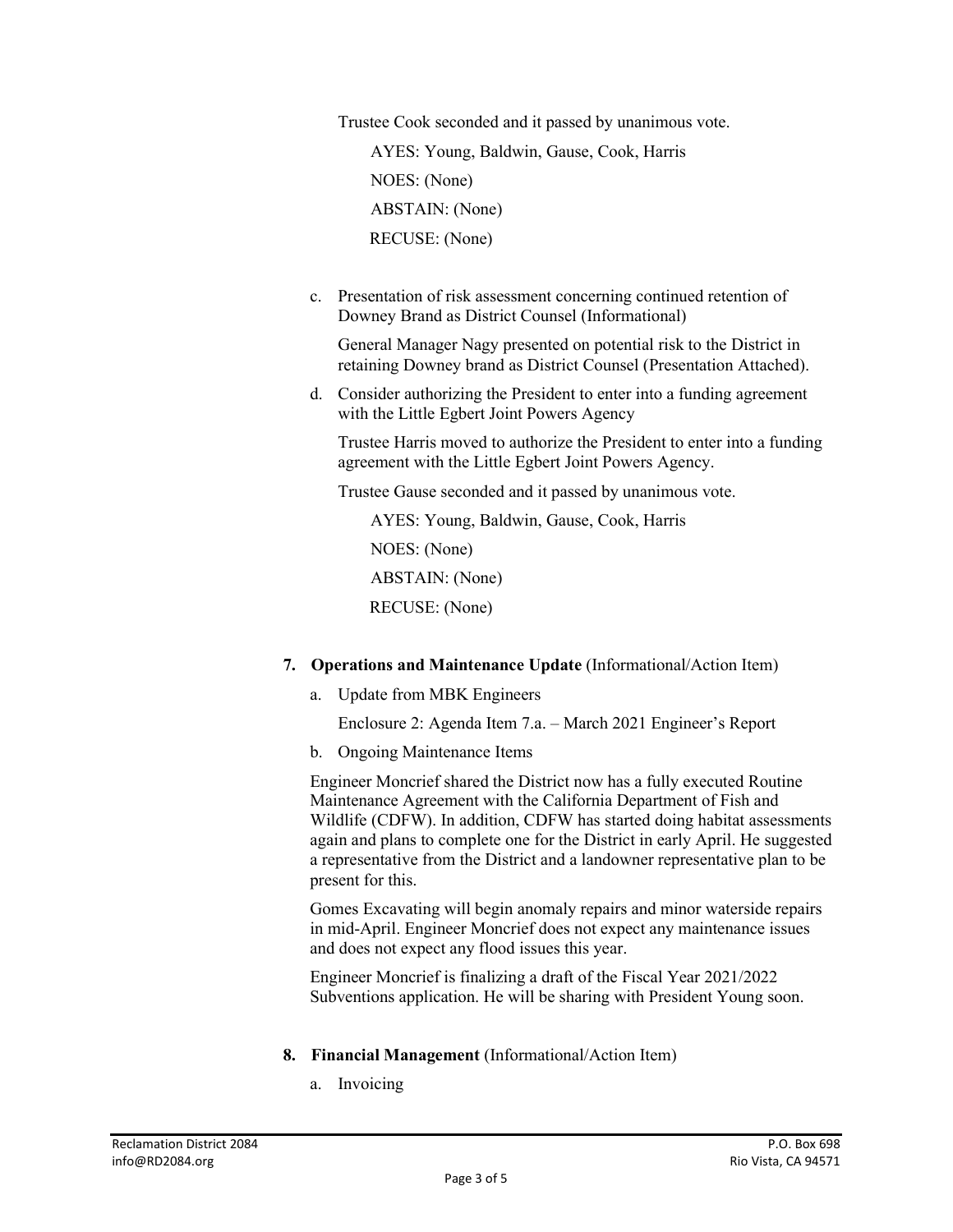Trustee Cook seconded and it passed by unanimous vote.

AYES: Young, Baldwin, Gause, Cook, Harris

NOES: (None)

ABSTAIN: (None)

RECUSE: (None)

c. Presentation of risk assessment concerning continued retention of Downey Brand as District Counsel (Informational)

   General Manager Nagy presented on potential risk to the District in retaining Downey brand as District Counsel (Presentation Attached).

d. Consider authorizing the President to enter into a funding agreement with the Little Egbert Joint Powers Agency

   Trustee Harris moved to authorize the President to enter into a funding agreement with the Little Egbert Joint Powers Agency.

   Trustee Gause seconded and it passed by unanimous vote.

   AYES: Young, Baldwin, Gause, Cook, Harris

   NOES: (None)

   ABSTAIN: (None)

   RECUSE: (None)

7. **Operations and Maintenance Update** (Informational/Action Item)

   a. Update from MBK Engineers

      Enclosure 2: Agenda Item 7.a. – March 2021 Engineer's Report

   b. Ongoing Maintenance Items

   Engineer Moncrief shared the District now has a fully executed Routine Maintenance Agreement with the California Department of Fish and Wildlife (CDFW). In addition, CDFW has started doing habitat assessments again and plans to complete one for the District in early April. He suggested a representative from the District and a landowner representative plan to be present for this.

   Gomes Excavating will begin anomaly repairs and minor waterside repairs in mid-April. Engineer Moncrief does not expect any maintenance issues and does not expect any flood issues this year.

   Engineer Moncrief is finalizing a draft of the Fiscal Year 2021/2022 Subventions application. He will be sharing with President Young soon.

8. **Financial Management** (Informational/Action Item)

   a. Invoicing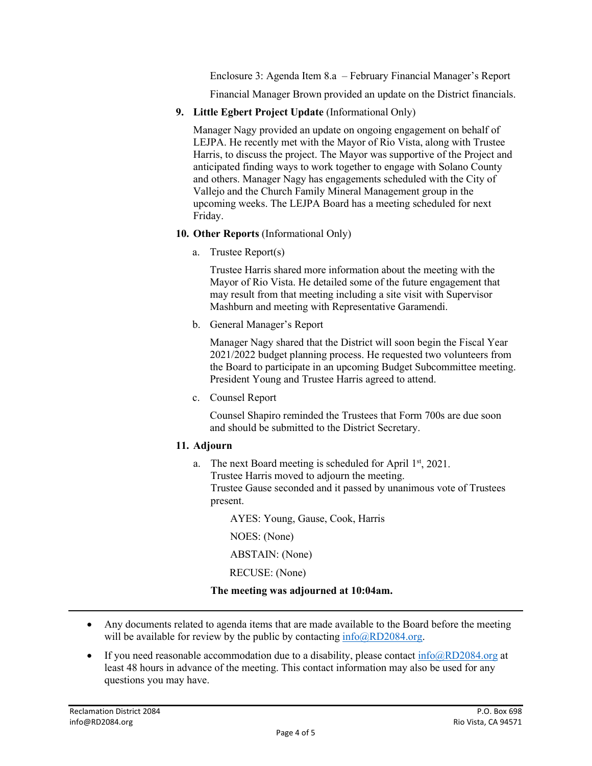Enclosure 3: Agenda Item 8.a – February Financial Manager's Report

Financial Manager Brown provided an update on the District financials.

9. **Little Egbert Project Update** (Informational Only)

   Manager Nagy provided an update on ongoing engagement on behalf of LEJPA. He recently met with the Mayor of Rio Vista, along with Trustee Harris, to discuss the project. The Mayor was supportive of the Project and anticipated finding ways to work together to engage with Solano County and others. Manager Nagy has engagements scheduled with the City of Vallejo and the Church Family Mineral Management group in the upcoming weeks. The LEJPA Board has a meeting scheduled for next Friday.

10. **Other Reports** (Informational Only)

    a. Trustee Report(s)

       Trustee Harris shared more information about the meeting with the Mayor of Rio Vista. He detailed some of the future engagement that may result from that meeting including a site visit with Supervisor Mashburn and meeting with Representative Garamendi.

    b. General Manager's Report

       Manager Nagy shared that the District will soon begin the Fiscal Year 2021/2022 budget planning process. He requested two volunteers from the Board to participate in an upcoming Budget Subcommittee meeting. President Young and Trustee Harris agreed to attend.

    c. Counsel Report

       Counsel Shapiro reminded the Trustees that Form 700s are due soon and should be submitted to the District Secretary.

11. **Adjourn**

    a. The next Board meeting is scheduled for April 1st, 2021.
       Trustee Harris moved to adjourn the meeting.
       Trustee Gause seconded and it passed by unanimous vote of Trustees present.

       AYES: Young, Gause, Cook, Harris

       NOES: (None)

       ABSTAIN: (None)

       RECUSE: (None)

    **The meeting was adjourned at 10:04am.**

---

- Any documents related to agenda items that are made available to the Board before the meeting will be available for review by the public by contacting info@RD2084.org.
- If you need reasonable accommodation due to a disability, please contact info@RD2084.org at least 48 hours in advance of the meeting. This contact information may also be used for any questions you may have.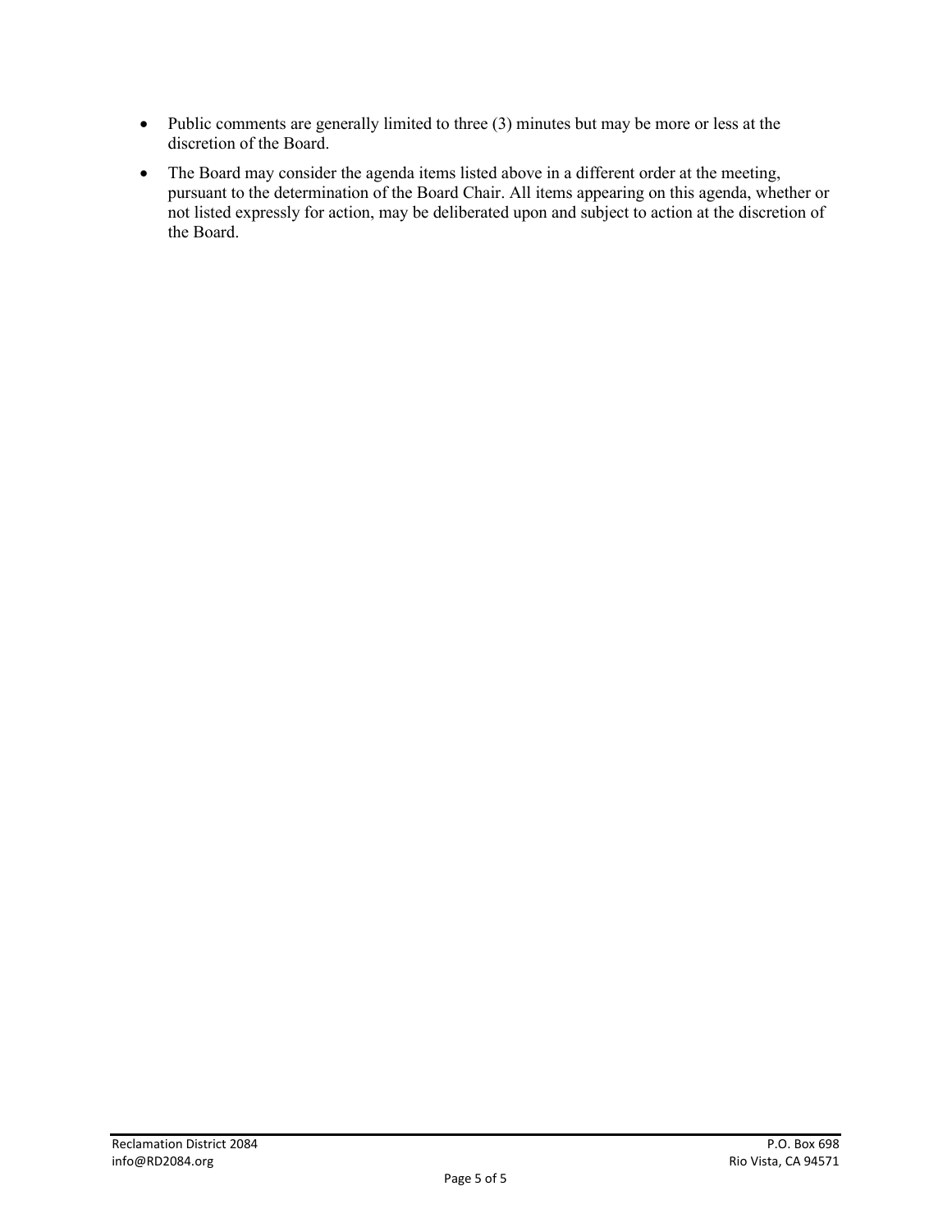- Public comments are generally limited to three (3) minutes but may be more or less at the discretion of the Board.
- The Board may consider the agenda items listed above in a different order at the meeting, pursuant to the determination of the Board Chair. All items appearing on this agenda, whether or not listed expressly for action, may be deliberated upon and subject to action at the discretion of the Board.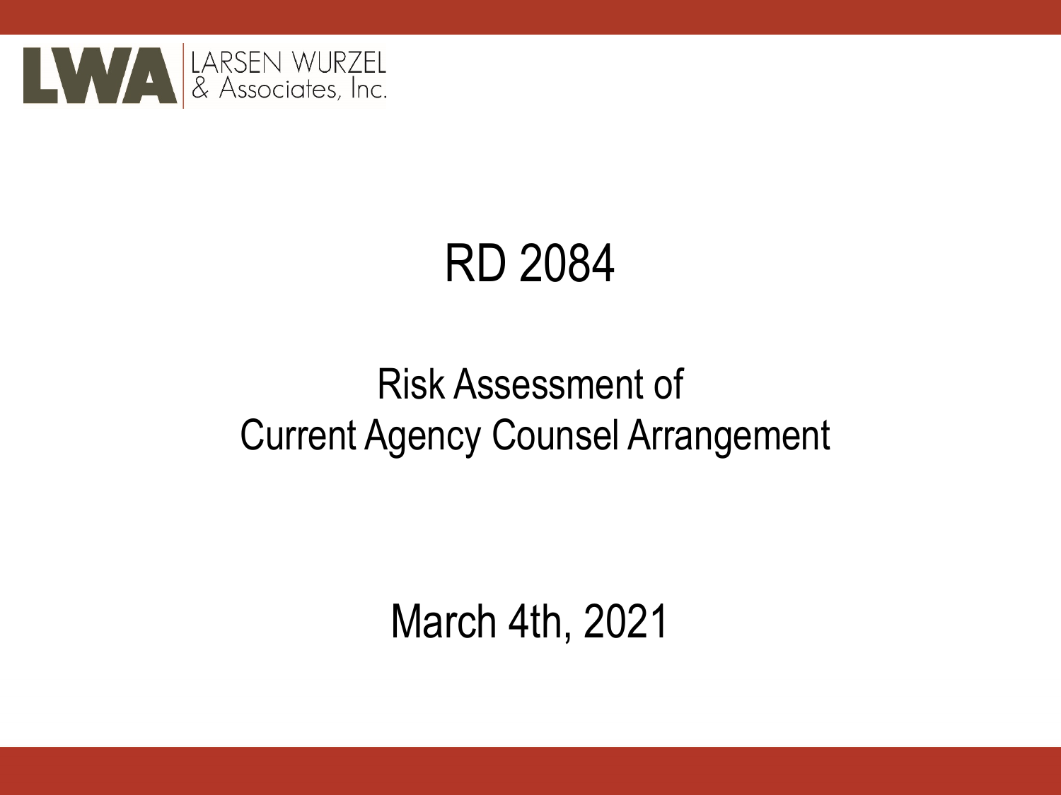LARSEN WURZEL & Associates, Inc.

# RD 2084

## Risk Assessment of Current Agency Counsel Arrangement

March 4th, 2021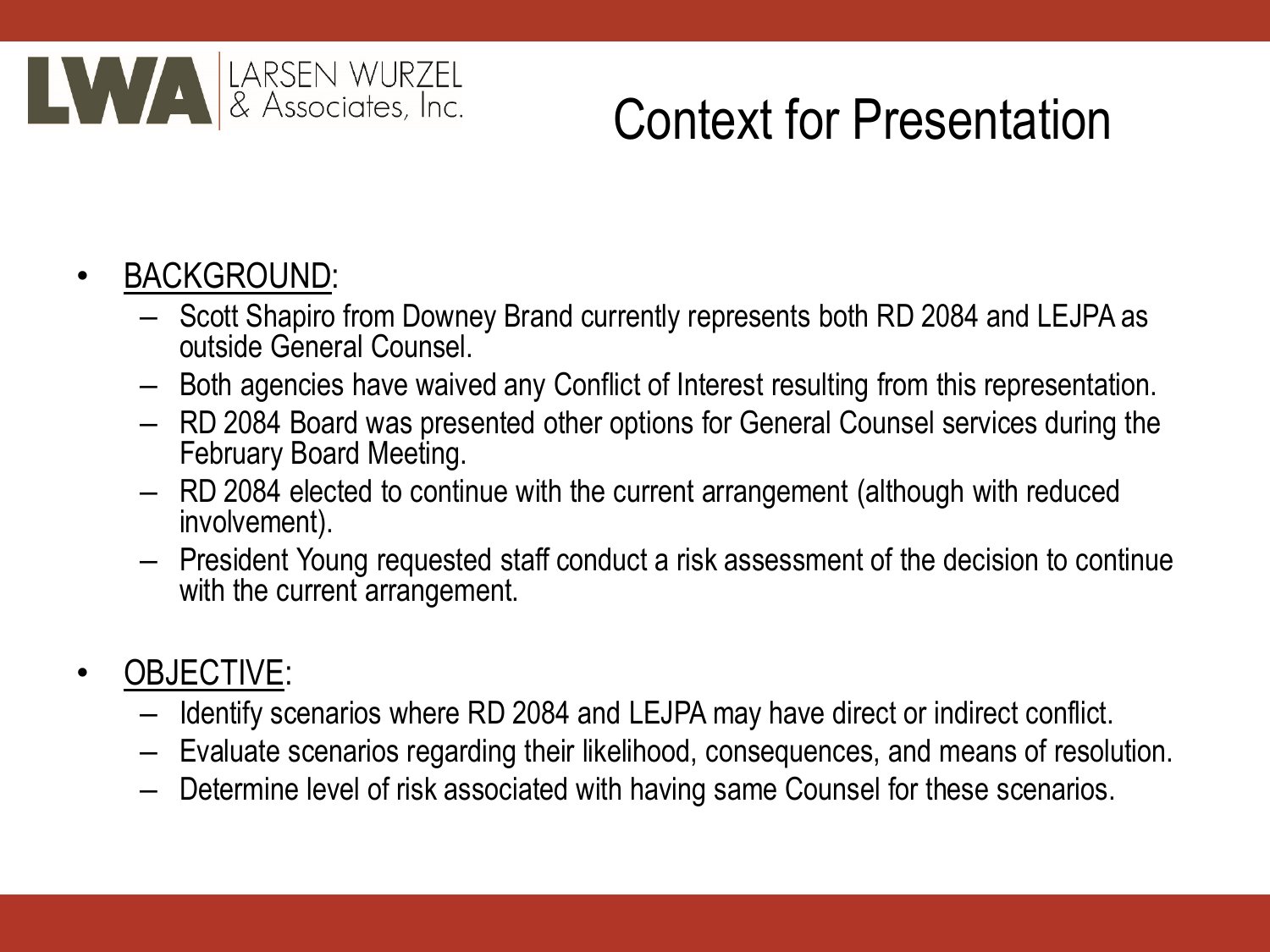# Context for Presentation

- BACKGROUND:
  - Scott Shapiro from Downey Brand currently represents both RD 2084 and LEJPA as outside General Counsel.
  - Both agencies have waived any Conflict of Interest resulting from this representation.
  - RD 2084 Board was presented other options for General Counsel services during the February Board Meeting.
  - RD 2084 elected to continue with the current arrangement (although with reduced involvement).
  - President Young requested staff conduct a risk assessment of the decision to continue with the current arrangement.

- OBJECTIVE:
  - Identify scenarios where RD 2084 and LEJPA may have direct or indirect conflict.
  - Evaluate scenarios regarding their likelihood, consequences, and means of resolution.
  - Determine level of risk associated with having same Counsel for these scenarios.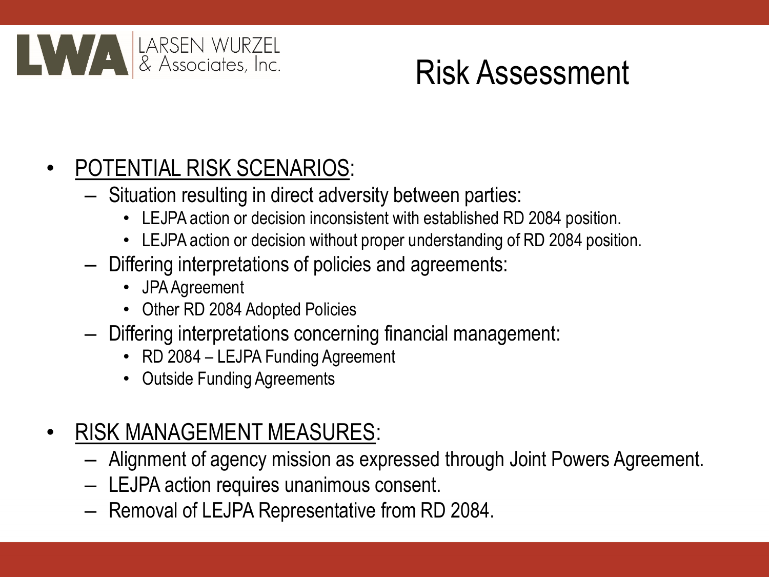# Risk Assessment

- <u>POTENTIAL RISK SCENARIOS</u>:
  - Situation resulting in direct adversity between parties:
    - LEJPA action or decision inconsistent with established RD 2084 position.
    - LEJPA action or decision without proper understanding of RD 2084 position.
  - Differing interpretations of policies and agreements:
    - JPA Agreement
    - Other RD 2084 Adopted Policies
  - Differing interpretations concerning financial management:
    - RD 2084 – LEJPA Funding Agreement
    - Outside Funding Agreements

- <u>RISK MANAGEMENT MEASURES</u>:
  - Alignment of agency mission as expressed through Joint Powers Agreement.
  - LEJPA action requires unanimous consent.
  - Removal of LEJPA Representative from RD 2084.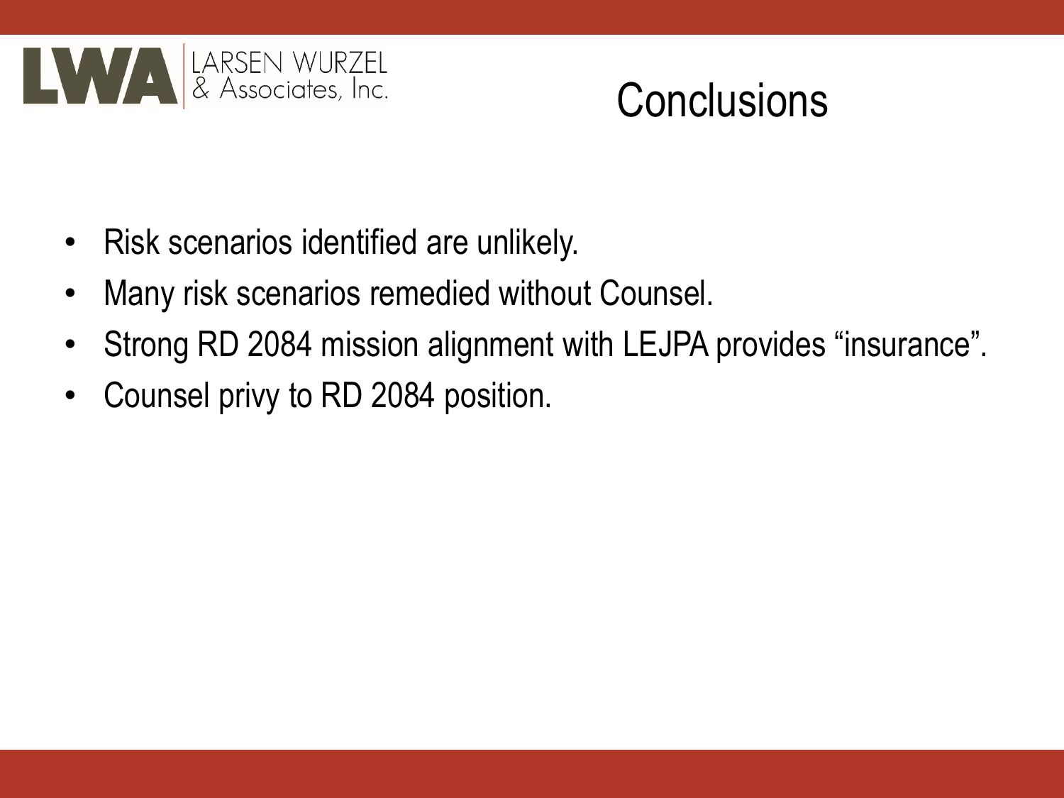# Conclusions

- Risk scenarios identified are unlikely.
- Many risk scenarios remedied without Counsel.
- Strong RD 2084 mission alignment with LEJPA provides "insurance".
- Counsel privy to RD 2084 position.